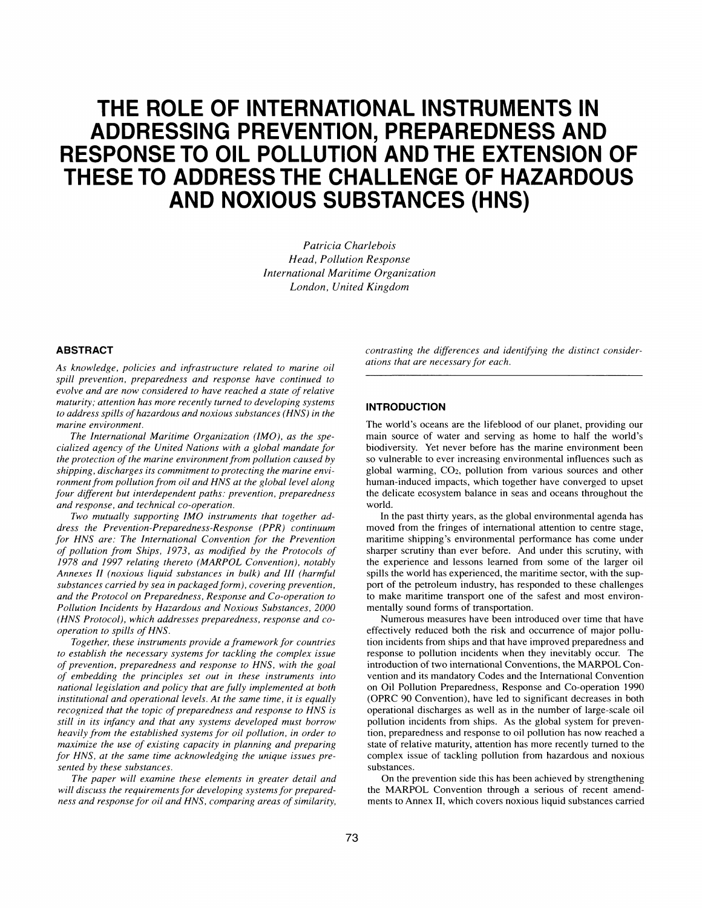# THE ROLE OF INTERNATIONAL INSTRUMENTS IN ADDRESSING PREVENTION, PREPAREDNESS AND RESPONSE TO OIL POLLUTION AND THE EXTENSION OF THESE TO ADDRESS THE CHALLENGE OF HAZARDOUS AND NOXIOUS SUBSTANCES (HNS)

*Patricia Charlebois*
*Head, Pollution Response*
*International Maritime Organization*
*London, United Kingdom*

## ABSTRACT

*As knowledge, policies and infrastructure related to marine oil spill prevention, preparedness and response have continued to evolve and are now considered to have reached a state of relative maturity; attention has more recently turned to developing systems to address spills of hazardous and noxious substances (HNS) in the marine environment.*

*The International Maritime Organization (IMO), as the specialized agency of the United Nations with a global mandate for the protection of the marine environment from pollution caused by shipping, discharges its commitment to protecting the marine environment from pollution from oil and HNS at the global level along four different but interdependent paths: prevention, preparedness and response, and technical co-operation.*

*Two mutually supporting IMO instruments that together address the Prevention-Preparedness-Response (PPR) continuum for HNS are: The International Convention for the Prevention of pollution from Ships, 1973, as modified by the Protocols of 1978 and 1997 relating thereto (MARPOL Convention), notably Annexes II (noxious liquid substances in bulk) and III (harmful substances carried by sea in packaged form), covering prevention, and the Protocol on Preparedness, Response and Co-operation to Pollution Incidents by Hazardous and Noxious Substances, 2000 (HNS Protocol), which addresses preparedness, response and co-operation to spills of HNS.*

*Together, these instruments provide a framework for countries to establish the necessary systems for tackling the complex issue of prevention, preparedness and response to HNS, with the goal of embedding the principles set out in these instruments into national legislation and policy that are fully implemented at both institutional and operational levels. At the same time, it is equally recognized that the topic of preparedness and response to HNS is still in its infancy and that any systems developed must borrow heavily from the established systems for oil pollution, in order to maximize the use of existing capacity in planning and preparing for HNS, at the same time acknowledging the unique issues presented by these substances.*

*The paper will examine these elements in greater detail and will discuss the requirements for developing systems for preparedness and response for oil and HNS, comparing areas of similarity, contrasting the differences and identifying the distinct considerations that are necessary for each.*

## INTRODUCTION

The world's oceans are the lifeblood of our planet, providing our main source of water and serving as home to half the world's biodiversity. Yet never before has the marine environment been so vulnerable to ever increasing environmental influences such as global warming, $CO_2$, pollution from various sources and other human-induced impacts, which together have converged to upset the delicate ecosystem balance in seas and oceans throughout the world.

In the past thirty years, as the global environmental agenda has moved from the fringes of international attention to centre stage, maritime shipping's environmental performance has come under sharper scrutiny than ever before. And under this scrutiny, with the experience and lessons learned from some of the larger oil spills the world has experienced, the maritime sector, with the support of the petroleum industry, has responded to these challenges to make maritime transport one of the safest and most environmentally sound forms of transportation.

Numerous measures have been introduced over time that have effectively reduced both the risk and occurrence of major pollution incidents from ships and that have improved preparedness and response to pollution incidents when they inevitably occur. The introduction of two international Conventions, the MARPOL Convention and its mandatory Codes and the International Convention on Oil Pollution Preparedness, Response and Co-operation 1990 (OPRC 90 Convention), have led to significant decreases in both operational discharges as well as in the number of large-scale oil pollution incidents from ships. As the global system for prevention, preparedness and response to oil pollution has now reached a state of relative maturity, attention has more recently turned to the complex issue of tackling pollution from hazardous and noxious substances.

On the prevention side this has been achieved by strengthening the MARPOL Convention through a serious of recent amendments to Annex II, which covers noxious liquid substances carried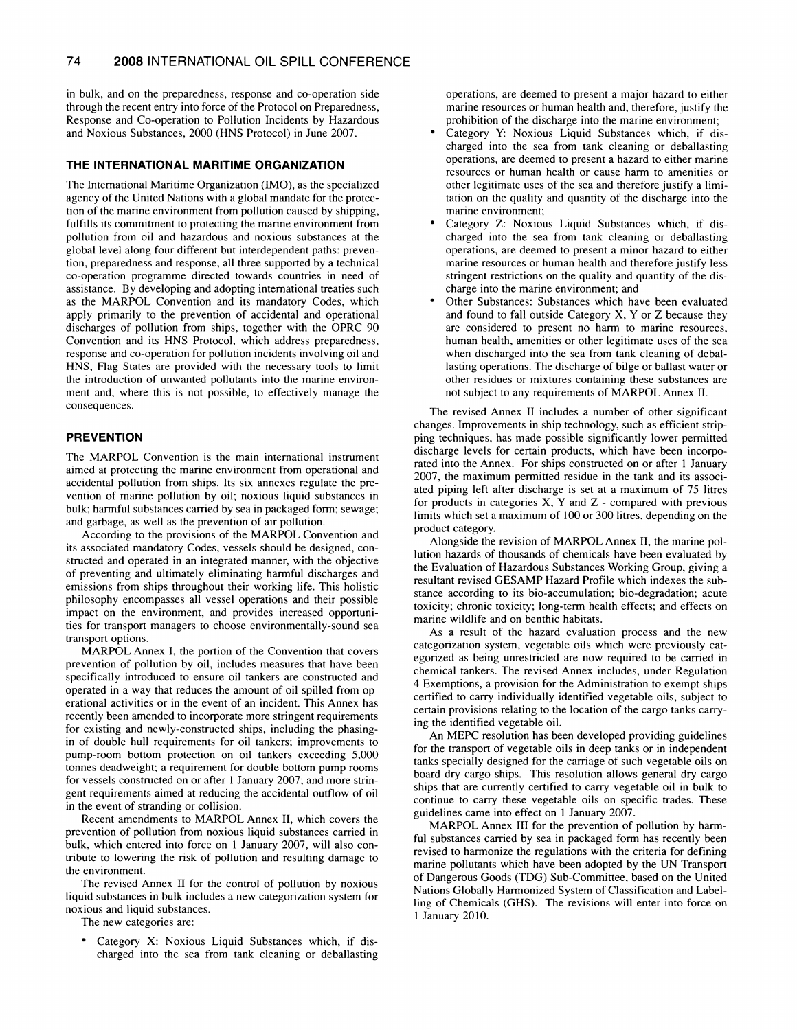in bulk, and on the preparedness, response and co-operation side through the recent entry into force of the Protocol on Preparedness, Response and Co-operation to Pollution Incidents by Hazardous and Noxious Substances, 2000 (HNS Protocol) in June 2007.

## THE INTERNATIONAL MARITIME ORGANIZATION

The International Maritime Organization (IMO), as the specialized agency of the United Nations with a global mandate for the protection of the marine environment from pollution caused by shipping, fulfills its commitment to protecting the marine environment from pollution from oil and hazardous and noxious substances at the global level along four different but interdependent paths: prevention, preparedness and response, all three supported by a technical co-operation programme directed towards countries in need of assistance. By developing and adopting international treaties such as the MARPOL Convention and its mandatory Codes, which apply primarily to the prevention of accidental and operational discharges of pollution from ships, together with the OPRC 90 Convention and its HNS Protocol, which address preparedness, response and co-operation for pollution incidents involving oil and HNS, Flag States are provided with the necessary tools to limit the introduction of unwanted pollutants into the marine environment and, where this is not possible, to effectively manage the consequences.

## PREVENTION

The MARPOL Convention is the main international instrument aimed at protecting the marine environment from operational and accidental pollution from ships. Its six annexes regulate the prevention of marine pollution by oil; noxious liquid substances in bulk; harmful substances carried by sea in packaged form; sewage; and garbage, as well as the prevention of air pollution.

According to the provisions of the MARPOL Convention and its associated mandatory Codes, vessels should be designed, constructed and operated in an integrated manner, with the objective of preventing and ultimately eliminating harmful discharges and emissions from ships throughout their working life. This holistic philosophy encompasses all vessel operations and their possible impact on the environment, and provides increased opportunities for transport managers to choose environmentally-sound sea transport options.

MARPOL Annex I, the portion of the Convention that covers prevention of pollution by oil, includes measures that have been specifically introduced to ensure oil tankers are constructed and operated in a way that reduces the amount of oil spilled from operational activities or in the event of an incident. This Annex has recently been amended to incorporate more stringent requirements for existing and newly-constructed ships, including the phasing-in of double hull requirements for oil tankers; improvements to pump-room bottom protection on oil tankers exceeding 5,000 tonnes deadweight; a requirement for double bottom pump rooms for vessels constructed on or after 1 January 2007; and more stringent requirements aimed at reducing the accidental outflow of oil in the event of stranding or collision.

Recent amendments to MARPOL Annex II, which covers the prevention of pollution from noxious liquid substances carried in bulk, which entered into force on 1 January 2007, will also contribute to lowering the risk of pollution and resulting damage to the environment.

The revised Annex II for the control of pollution by noxious liquid substances in bulk includes a new categorization system for noxious and liquid substances.

The new categories are:

- Category X: Noxious Liquid Substances which, if discharged into the sea from tank cleaning or deballasting operations, are deemed to present a major hazard to either marine resources or human health and, therefore, justify the prohibition of the discharge into the marine environment;
- Category Y: Noxious Liquid Substances which, if discharged into the sea from tank cleaning or deballasting operations, are deemed to present a hazard to either marine resources or human health or cause harm to amenities or other legitimate uses of the sea and therefore justify a limitation on the quality and quantity of the discharge into the marine environment;
- Category Z: Noxious Liquid Substances which, if discharged into the sea from tank cleaning or deballasting operations, are deemed to present a minor hazard to either marine resources or human health and therefore justify less stringent restrictions on the quality and quantity of the discharge into the marine environment; and
- Other Substances: Substances which have been evaluated and found to fall outside Category X, Y or Z because they are considered to present no harm to marine resources, human health, amenities or other legitimate uses of the sea when discharged into the sea from tank cleaning of deballasting operations. The discharge of bilge or ballast water or other residues or mixtures containing these substances are not subject to any requirements of MARPOL Annex II.

The revised Annex II includes a number of other significant changes. Improvements in ship technology, such as efficient stripping techniques, has made possible significantly lower permitted discharge levels for certain products, which have been incorporated into the Annex. For ships constructed on or after 1 January 2007, the maximum permitted residue in the tank and its associated piping left after discharge is set at a maximum of 75 litres for products in categories X, Y and Z - compared with previous limits which set a maximum of 100 or 300 litres, depending on the product category.

Alongside the revision of MARPOL Annex II, the marine pollution hazards of thousands of chemicals have been evaluated by the Evaluation of Hazardous Substances Working Group, giving a resultant revised GESAMP Hazard Profile which indexes the substance according to its bio-accumulation; bio-degradation; acute toxicity; chronic toxicity; long-term health effects; and effects on marine wildlife and on benthic habitats.

As a result of the hazard evaluation process and the new categorization system, vegetable oils which were previously categorized as being unrestricted are now required to be carried in chemical tankers. The revised Annex includes, under Regulation 4 Exemptions, a provision for the Administration to exempt ships certified to carry individually identified vegetable oils, subject to certain provisions relating to the location of the cargo tanks carrying the identified vegetable oil.

An MEPC resolution has been developed providing guidelines for the transport of vegetable oils in deep tanks or in independent tanks specially designed for the carriage of such vegetable oils on board dry cargo ships. This resolution allows general dry cargo ships that are currently certified to carry vegetable oil in bulk to continue to carry these vegetable oils on specific trades. These guidelines came into effect on 1 January 2007.

MARPOL Annex III for the prevention of pollution by harmful substances carried by sea in packaged form has recently been revised to harmonize the regulations with the criteria for defining marine pollutants which have been adopted by the UN Transport of Dangerous Goods (TDG) Sub-Committee, based on the United Nations Globally Harmonized System of Classification and Labelling of Chemicals (GHS). The revisions will enter into force on 1 January 2010.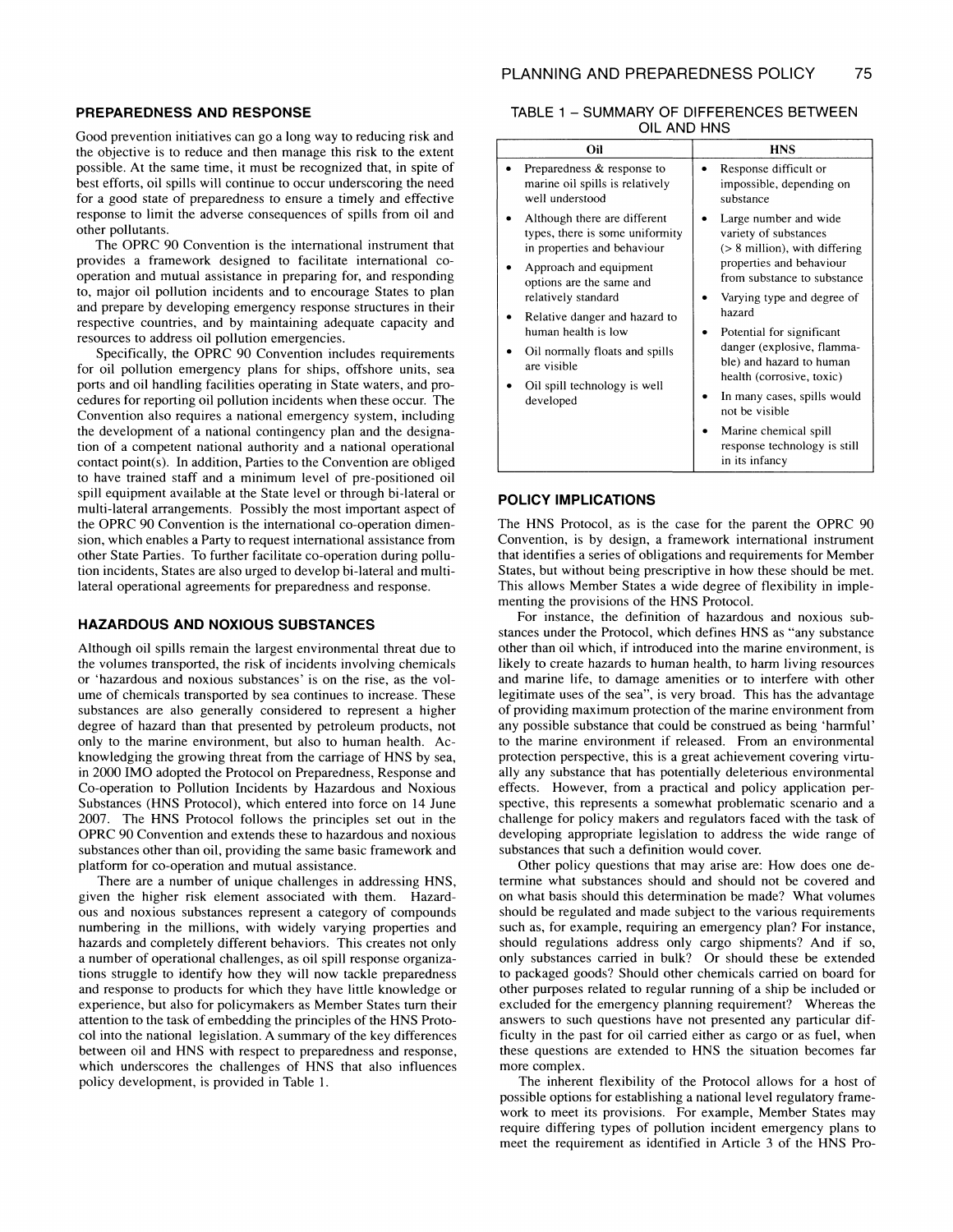## PREPAREDNESS AND RESPONSE

Good prevention initiatives can go a long way to reducing risk and the objective is to reduce and then manage this risk to the extent possible. At the same time, it must be recognized that, in spite of best efforts, oil spills will continue to occur underscoring the need for a good state of preparedness to ensure a timely and effective response to limit the adverse consequences of spills from oil and other pollutants.

The OPRC 90 Convention is the international instrument that provides a framework designed to facilitate international co-operation and mutual assistance in preparing for, and responding to, major oil pollution incidents and to encourage States to plan and prepare by developing emergency response structures in their respective countries, and by maintaining adequate capacity and resources to address oil pollution emergencies.

Specifically, the OPRC 90 Convention includes requirements for oil pollution emergency plans for ships, offshore units, sea ports and oil handling facilities operating in State waters, and procedures for reporting oil pollution incidents when these occur. The Convention also requires a national emergency system, including the development of a national contingency plan and the designation of a competent national authority and a national operational contact point(s). In addition, Parties to the Convention are obliged to have trained staff and a minimum level of pre-positioned oil spill equipment available at the State level or through bi-lateral or multi-lateral arrangements. Possibly the most important aspect of the OPRC 90 Convention is the international co-operation dimension, which enables a Party to request international assistance from other State Parties. To further facilitate co-operation during pollution incidents, States are also urged to develop bi-lateral and multi-lateral operational agreements for preparedness and response.

## HAZARDOUS AND NOXIOUS SUBSTANCES

Although oil spills remain the largest environmental threat due to the volumes transported, the risk of incidents involving chemicals or 'hazardous and noxious substances' is on the rise, as the volume of chemicals transported by sea continues to increase. These substances are also generally considered to represent a higher degree of hazard than that presented by petroleum products, not only to the marine environment, but also to human health. Acknowledging the growing threat from the carriage of HNS by sea, in 2000 IMO adopted the Protocol on Preparedness, Response and Co-operation to Pollution Incidents by Hazardous and Noxious Substances (HNS Protocol), which entered into force on 14 June 2007. The HNS Protocol follows the principles set out in the OPRC 90 Convention and extends these to hazardous and noxious substances other than oil, providing the same basic framework and platform for co-operation and mutual assistance.

There are a number of unique challenges in addressing HNS, given the higher risk element associated with them. Hazardous and noxious substances represent a category of compounds numbering in the millions, with widely varying properties and hazards and completely different behaviors. This creates not only a number of operational challenges, as oil spill response organizations struggle to identify how they will now tackle preparedness and response to products for which they have little knowledge or experience, but also for policymakers as Member States turn their attention to the task of embedding the principles of the HNS Protocol into the national legislation. A summary of the key differences between oil and HNS with respect to preparedness and response, which underscores the challenges of HNS that also influences policy development, is provided in Table 1.

TABLE 1 – SUMMARY OF DIFFERENCES BETWEEN OIL AND HNS

| Oil | HNS |
|---|---|
| • Preparedness & response to marine oil spills is relatively well understood<br>• Although there are different types, there is some uniformity in properties and behaviour<br>• Approach and equipment options are the same and relatively standard<br>• Relative danger and hazard to human health is low<br>• Oil normally floats and spills are visible<br>• Oil spill technology is well developed | • Response difficult or impossible, depending on substance<br>• Large number and wide variety of substances (> 8 million), with differing properties and behaviour from substance to substance<br>• Varying type and degree of hazard<br>• Potential for significant danger (explosive, flammable) and hazard to human health (corrosive, toxic)<br>• In many cases, spills would not be visible<br>• Marine chemical spill response technology is still in its infancy |

## POLICY IMPLICATIONS

The HNS Protocol, as is the case for the parent the OPRC 90 Convention, is by design, a framework international instrument that identifies a series of obligations and requirements for Member States, but without being prescriptive in how these should be met. This allows Member States a wide degree of flexibility in implementing the provisions of the HNS Protocol.

For instance, the definition of hazardous and noxious substances under the Protocol, which defines HNS as "any substance other than oil which, if introduced into the marine environment, is likely to create hazards to human health, to harm living resources and marine life, to damage amenities or to interfere with other legitimate uses of the sea", is very broad. This has the advantage of providing maximum protection of the marine environment from any possible substance that could be construed as being 'harmful' to the marine environment if released. From an environmental protection perspective, this is a great achievement covering virtually any substance that has potentially deleterious environmental effects. However, from a practical and policy application perspective, this represents a somewhat problematic scenario and a challenge for policy makers and regulators faced with the task of developing appropriate legislation to address the wide range of substances that such a definition would cover.

Other policy questions that may arise are: How does one determine what substances should and should not be covered and on what basis should this determination be made? What volumes should be regulated and made subject to the various requirements such as, for example, requiring an emergency plan? For instance, should regulations address only cargo shipments? And if so, only substances carried in bulk? Or should these be extended to packaged goods? Should other chemicals carried on board for other purposes related to regular running of a ship be included or excluded for the emergency planning requirement? Whereas the answers to such questions have not presented any particular difficulty in the past for oil carried either as cargo or as fuel, when these questions are extended to HNS the situation becomes far more complex.

The inherent flexibility of the Protocol allows for a host of possible options for establishing a national level regulatory framework to meet its provisions. For example, Member States may require differing types of pollution incident emergency plans to meet the requirement as identified in Article 3 of the HNS Pro-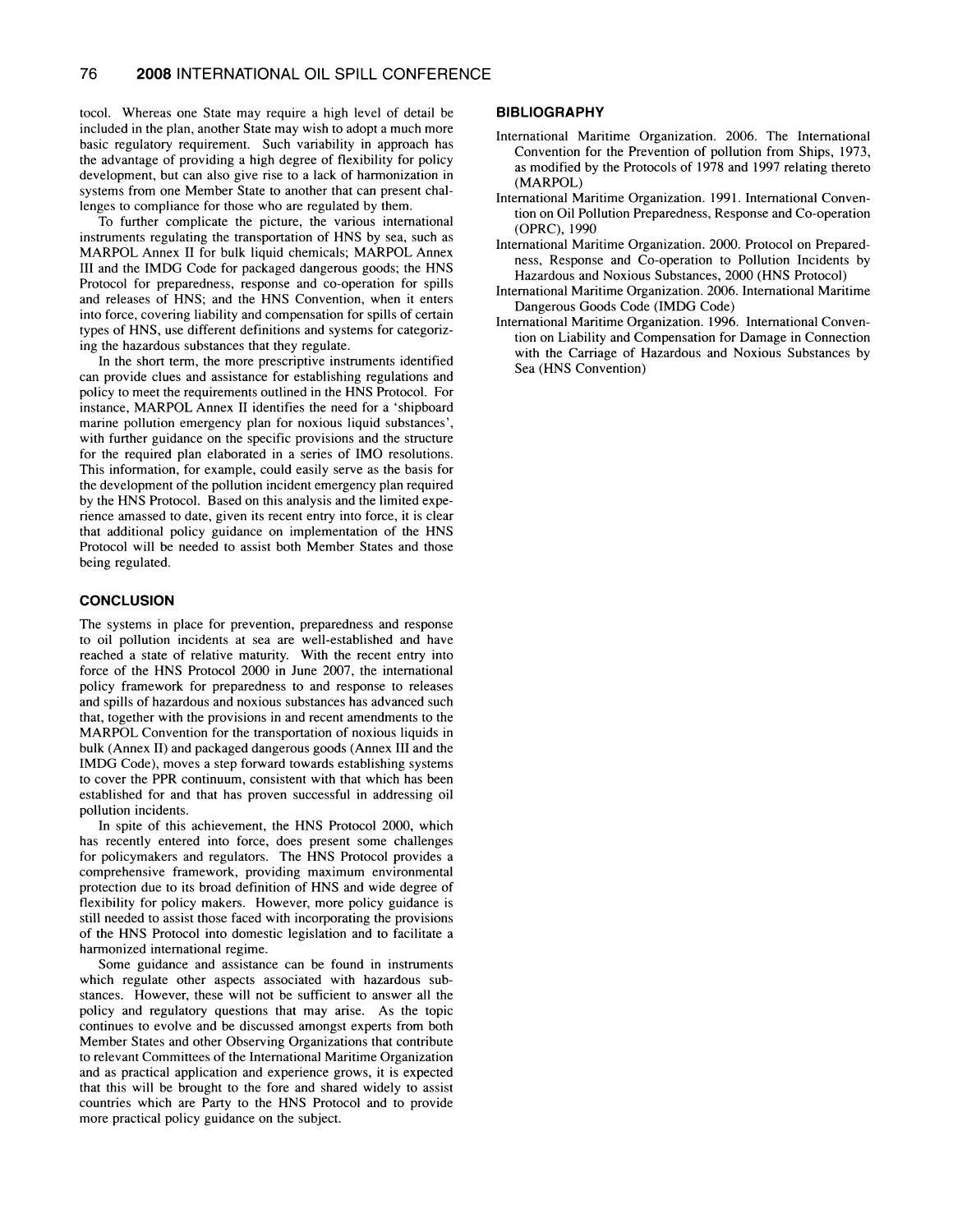tocol. Whereas one State may require a high level of detail be included in the plan, another State may wish to adopt a much more basic regulatory requirement. Such variability in approach has the advantage of providing a high degree of flexibility for policy development, but can also give rise to a lack of harmonization in systems from one Member State to another that can present challenges to compliance for those who are regulated by them.

To further complicate the picture, the various international instruments regulating the transportation of HNS by sea, such as MARPOL Annex II for bulk liquid chemicals; MARPOL Annex III and the IMDG Code for packaged dangerous goods; the HNS Protocol for preparedness, response and co-operation for spills and releases of HNS; and the HNS Convention, when it enters into force, covering liability and compensation for spills of certain types of HNS, use different definitions and systems for categorizing the hazardous substances that they regulate.

In the short term, the more prescriptive instruments identified can provide clues and assistance for establishing regulations and policy to meet the requirements outlined in the HNS Protocol. For instance, MARPOL Annex II identifies the need for a 'shipboard marine pollution emergency plan for noxious liquid substances', with further guidance on the specific provisions and the structure for the required plan elaborated in a series of IMO resolutions. This information, for example, could easily serve as the basis for the development of the pollution incident emergency plan required by the HNS Protocol. Based on this analysis and the limited experience amassed to date, given its recent entry into force, it is clear that additional policy guidance on implementation of the HNS Protocol will be needed to assist both Member States and those being regulated.

## CONCLUSION

The systems in place for prevention, preparedness and response to oil pollution incidents at sea are well-established and have reached a state of relative maturity. With the recent entry into force of the HNS Protocol 2000 in June 2007, the international policy framework for preparedness to and response to releases and spills of hazardous and noxious substances has advanced such that, together with the provisions in and recent amendments to the MARPOL Convention for the transportation of noxious liquids in bulk (Annex II) and packaged dangerous goods (Annex III and the IMDG Code), moves a step forward towards establishing systems to cover the PPR continuum, consistent with that which has been established for and that has proven successful in addressing oil pollution incidents.

In spite of this achievement, the HNS Protocol 2000, which has recently entered into force, does present some challenges for policymakers and regulators. The HNS Protocol provides a comprehensive framework, providing maximum environmental protection due to its broad definition of HNS and wide degree of flexibility for policy makers. However, more policy guidance is still needed to assist those faced with incorporating the provisions of the HNS Protocol into domestic legislation and to facilitate a harmonized international regime.

Some guidance and assistance can be found in instruments which regulate other aspects associated with hazardous substances. However, these will not be sufficient to answer all the policy and regulatory questions that may arise. As the topic continues to evolve and be discussed amongst experts from both Member States and other Observing Organizations that contribute to relevant Committees of the International Maritime Organization and as practical application and experience grows, it is expected that this will be brought to the fore and shared widely to assist countries which are Party to the HNS Protocol and to provide more practical policy guidance on the subject.

## BIBLIOGRAPHY

International Maritime Organization. 2006. The International Convention for the Prevention of pollution from Ships, 1973, as modified by the Protocols of 1978 and 1997 relating thereto (MARPOL)

International Maritime Organization. 1991. International Convention on Oil Pollution Preparedness, Response and Co-operation (OPRC), 1990

International Maritime Organization. 2000. Protocol on Preparedness, Response and Co-operation to Pollution Incidents by Hazardous and Noxious Substances, 2000 (HNS Protocol)

International Maritime Organization. 2006. International Maritime Dangerous Goods Code (IMDG Code)

International Maritime Organization. 1996. International Convention on Liability and Compensation for Damage in Connection with the Carriage of Hazardous and Noxious Substances by Sea (HNS Convention)